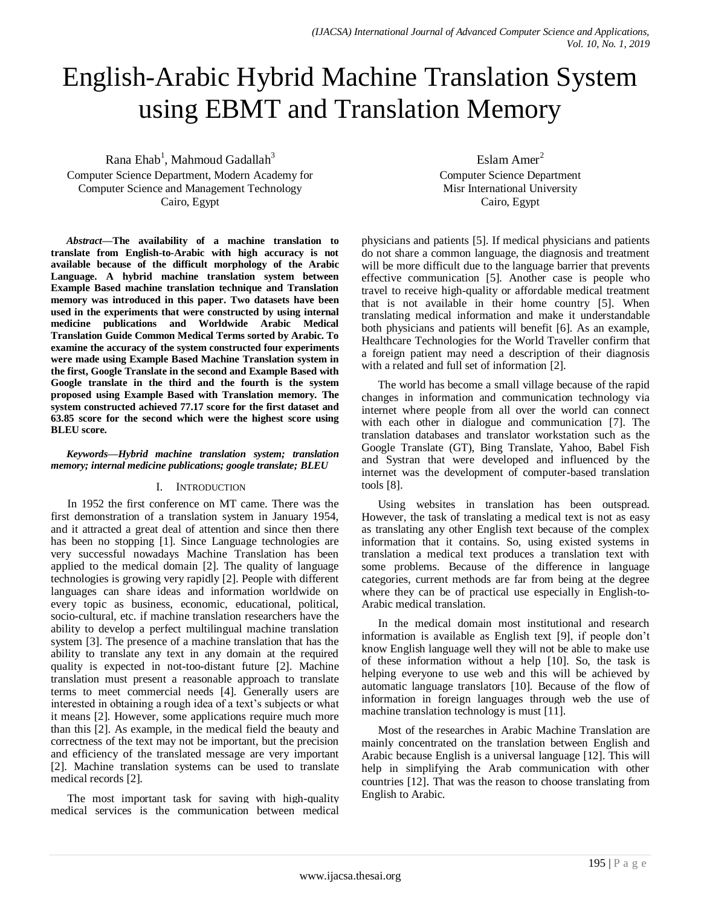# English-Arabic Hybrid Machine Translation System using EBMT and Translation Memory

Rana Ehab[1], Mahmoud Gadallah[3]
Computer Science Department, Modern Academy for Computer Science and Management Technology
Cairo, Egypt

Eslam Amer[2]
Computer Science Department
Misr International University
Cairo, Egypt

***Abstract*—The availability of a machine translation to translate from English-to-Arabic with high accuracy is not available because of the difficult morphology of the Arabic Language. A hybrid machine translation system between Example Based machine translation technique and Translation memory was introduced in this paper. Two datasets have been used in the experiments that were constructed by using internal medicine publications and Worldwide Arabic Medical Translation Guide Common Medical Terms sorted by Arabic. To examine the accuracy of the system constructed four experiments were made using Example Based Machine Translation system in the first, Google Translate in the second and Example Based with Google translate in the third and the fourth is the system proposed using Example Based with Translation memory. The system constructed achieved 77.17 score for the first dataset and 63.85 score for the second which were the highest score using BLEU score.**

***Keywords*—Hybrid machine translation system; translation memory; internal medicine publications; google translate; BLEU**

## I. Introduction

In 1952 the first conference on MT came. There was the first demonstration of a translation system in January 1954, and it attracted a great deal of attention and since then there has been no stopping [1]. Since Language technologies are very successful nowadays Machine Translation has been applied to the medical domain [2]. The quality of language technologies is growing very rapidly [2]. People with different languages can share ideas and information worldwide on every topic as business, economic, educational, political, socio-cultural, etc. if machine translation researchers have the ability to develop a perfect multilingual machine translation system [3]. The presence of a machine translation that has the ability to translate any text in any domain at the required quality is expected in not-too-distant future [2]. Machine translation must present a reasonable approach to translate terms to meet commercial needs [4]. Generally users are interested in obtaining a rough idea of a text's subjects or what it means [2]. However, some applications require much more than this [2]. As example, in the medical field the beauty and correctness of the text may not be important, but the precision and efficiency of the translated message are very important [2]. Machine translation systems can be used to translate medical records [2].

The most important task for saving with high-quality medical services is the communication between medical physicians and patients [5]. If medical physicians and patients do not share a common language, the diagnosis and treatment will be more difficult due to the language barrier that prevents effective communication [5]. Another case is people who travel to receive high-quality or affordable medical treatment that is not available in their home country [5]. When translating medical information and make it understandable both physicians and patients will benefit [6]. As an example, Healthcare Technologies for the World Traveller confirm that a foreign patient may need a description of their diagnosis with a related and full set of information [2].

The world has become a small village because of the rapid changes in information and communication technology via internet where people from all over the world can connect with each other in dialogue and communication [7]. The translation databases and translator workstation such as the Google Translate (GT), Bing Translate, Yahoo, Babel Fish and Systran that were developed and influenced by the internet was the development of computer-based translation tools [8].

Using websites in translation has been outspread. However, the task of translating a medical text is not as easy as translating any other English text because of the complex information that it contains. So, using existed systems in translation a medical text produces a translation text with some problems. Because of the difference in language categories, current methods are far from being at the degree where they can be of practical use especially in English-to-Arabic medical translation.

In the medical domain most institutional and research information is available as English text [9], if people don't know English language well they will not be able to make use of these information without a help [10]. So, the task is helping everyone to use web and this will be achieved by automatic language translators [10]. Because of the flow of information in foreign languages through web the use of machine translation technology is must [11].

Most of the researches in Arabic Machine Translation are mainly concentrated on the translation between English and Arabic because English is a universal language [12]. This will help in simplifying the Arab communication with other countries [12]. That was the reason to choose translating from English to Arabic.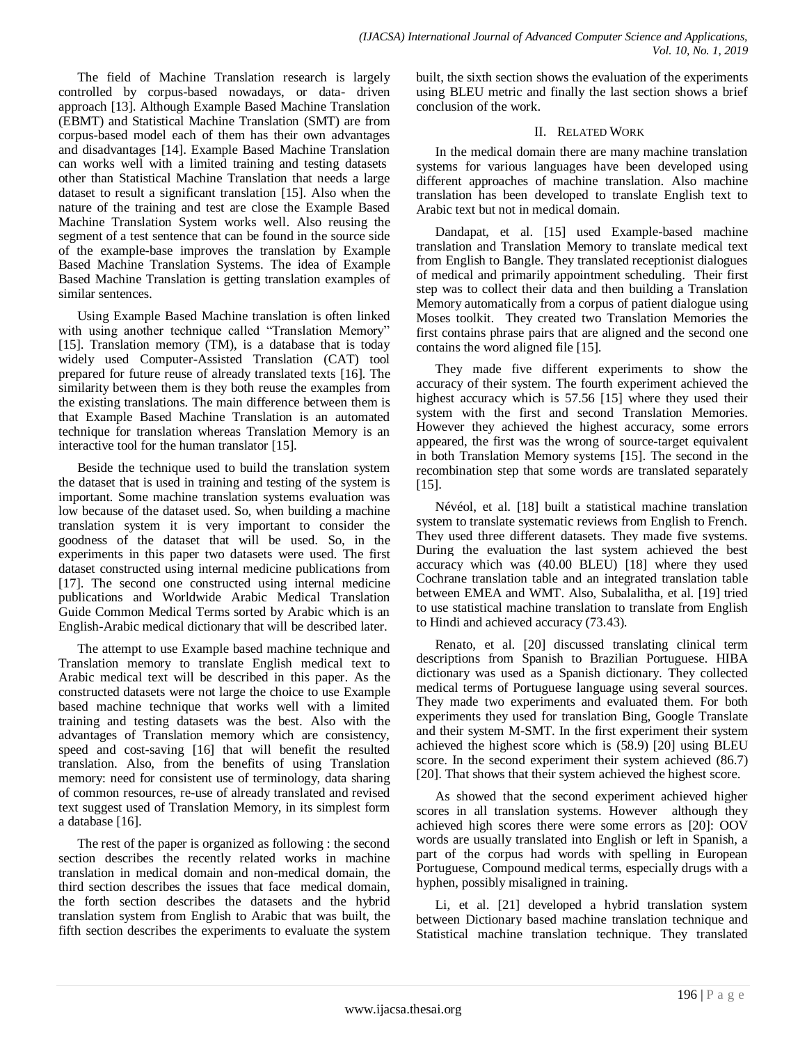The field of Machine Translation research is largely controlled by corpus-based nowadays, or data- driven approach [13]. Although Example Based Machine Translation (EBMT) and Statistical Machine Translation (SMT) are from corpus-based model each of them has their own advantages and disadvantages [14]. Example Based Machine Translation can works well with a limited training and testing datasets other than Statistical Machine Translation that needs a large dataset to result a significant translation [15]. Also when the nature of the training and test are close the Example Based Machine Translation System works well. Also reusing the segment of a test sentence that can be found in the source side of the example-base improves the translation by Example Based Machine Translation Systems. The idea of Example Based Machine Translation is getting translation examples of similar sentences.

Using Example Based Machine translation is often linked with using another technique called "Translation Memory" [15]. Translation memory (TM), is a database that is today widely used Computer-Assisted Translation (CAT) tool prepared for future reuse of already translated texts [16]. The similarity between them is they both reuse the examples from the existing translations. The main difference between them is that Example Based Machine Translation is an automated technique for translation whereas Translation Memory is an interactive tool for the human translator [15].

Beside the technique used to build the translation system the dataset that is used in training and testing of the system is important. Some machine translation systems evaluation was low because of the dataset used. So, when building a machine translation system it is very important to consider the goodness of the dataset that will be used. So, in the experiments in this paper two datasets were used. The first dataset constructed using internal medicine publications from [17]. The second one constructed using internal medicine publications and Worldwide Arabic Medical Translation Guide Common Medical Terms sorted by Arabic which is an English-Arabic medical dictionary that will be described later.

The attempt to use Example based machine technique and Translation memory to translate English medical text to Arabic medical text will be described in this paper. As the constructed datasets were not large the choice to use Example based machine technique that works well with a limited training and testing datasets was the best. Also with the advantages of Translation memory which are consistency, speed and cost-saving [16] that will benefit the resulted translation. Also, from the benefits of using Translation memory: need for consistent use of terminology, data sharing of common resources, re-use of already translated and revised text suggest used of Translation Memory, in its simplest form a database [16].

The rest of the paper is organized as following : the second section describes the recently related works in machine translation in medical domain and non-medical domain, the third section describes the issues that face medical domain, the forth section describes the datasets and the hybrid translation system from English to Arabic that was built, the fifth section describes the experiments to evaluate the system built, the sixth section shows the evaluation of the experiments using BLEU metric and finally the last section shows a brief conclusion of the work.

## II. Related Work

In the medical domain there are many machine translation systems for various languages have been developed using different approaches of machine translation. Also machine translation has been developed to translate English text to Arabic text but not in medical domain.

Dandapat, et al. [15] used Example-based machine translation and Translation Memory to translate medical text from English to Bangle. They translated receptionist dialogues of medical and primarily appointment scheduling. Their first step was to collect their data and then building a Translation Memory automatically from a corpus of patient dialogue using Moses toolkit. They created two Translation Memories the first contains phrase pairs that are aligned and the second one contains the word aligned file [15].

They made five different experiments to show the accuracy of their system. The fourth experiment achieved the highest accuracy which is 57.56 [15] where they used their system with the first and second Translation Memories. However they achieved the highest accuracy, some errors appeared, the first was the wrong of source-target equivalent in both Translation Memory systems [15]. The second in the recombination step that some words are translated separately [15].

Névéol, et al. [18] built a statistical machine translation system to translate systematic reviews from English to French. They used three different datasets. They made five systems. During the evaluation the last system achieved the best accuracy which was (40.00 BLEU) [18] where they used Cochrane translation table and an integrated translation table between EMEA and WMT. Also, Subalalitha, et al. [19] tried to use statistical machine translation to translate from English to Hindi and achieved accuracy (73.43).

Renato, et al. [20] discussed translating clinical term descriptions from Spanish to Brazilian Portuguese. HIBA dictionary was used as a Spanish dictionary. They collected medical terms of Portuguese language using several sources. They made two experiments and evaluated them. For both experiments they used for translation Bing, Google Translate and their system M-SMT. In the first experiment their system achieved the highest score which is (58.9) [20] using BLEU score. In the second experiment their system achieved (86.7) [20]. That shows that their system achieved the highest score.

As showed that the second experiment achieved higher scores in all translation systems. However although they achieved high scores there were some errors as [20]: OOV words are usually translated into English or left in Spanish, a part of the corpus had words with spelling in European Portuguese, Compound medical terms, especially drugs with a hyphen, possibly misaligned in training.

Li, et al. [21] developed a hybrid translation system between Dictionary based machine translation technique and Statistical machine translation technique. They translated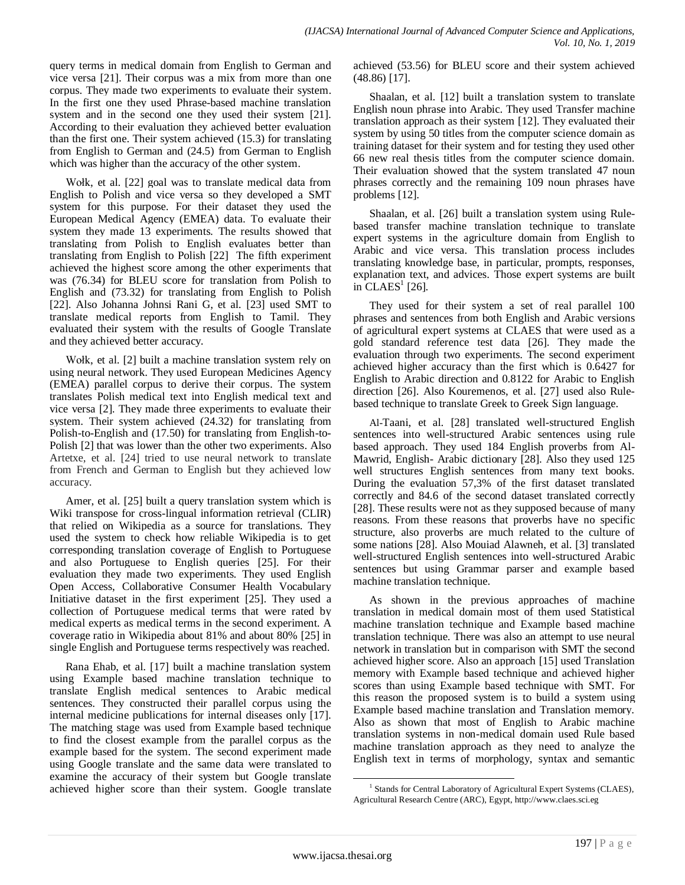query terms in medical domain from English to German and vice versa [21]. Their corpus was a mix from more than one corpus. They made two experiments to evaluate their system. In the first one they used Phrase-based machine translation system and in the second one they used their system [21]. According to their evaluation they achieved better evaluation than the first one. Their system achieved (15.3) for translating from English to German and (24.5) from German to English which was higher than the accuracy of the other system.

Wołk, et al. [22] goal was to translate medical data from English to Polish and vice versa so they developed a SMT system for this purpose. For their dataset they used the European Medical Agency (EMEA) data. To evaluate their system they made 13 experiments. The results showed that translating from Polish to English evaluates better than translating from English to Polish [22] The fifth experiment achieved the highest score among the other experiments that was (76.34) for BLEU score for translation from Polish to English and (73.32) for translating from English to Polish [22]. Also Johanna Johnsi Rani G, et al. [23] used SMT to translate medical reports from English to Tamil. They evaluated their system with the results of Google Translate and they achieved better accuracy.

Wołk, et al. [2] built a machine translation system rely on using neural network. They used European Medicines Agency (EMEA) parallel corpus to derive their corpus. The system translates Polish medical text into English medical text and vice versa [2]. They made three experiments to evaluate their system. Their system achieved (24.32) for translating from Polish-to-English and (17.50) for translating from English-to-Polish [2] that was lower than the other two experiments. Also Artetxe, et al. [24] tried to use neural network to translate from French and German to English but they achieved low accuracy.

Amer, et al. [25] built a query translation system which is Wiki transpose for cross-lingual information retrieval (CLIR) that relied on Wikipedia as a source for translations. They used the system to check how reliable Wikipedia is to get corresponding translation coverage of English to Portuguese and also Portuguese to English queries [25]. For their evaluation they made two experiments. They used English Open Access, Collaborative Consumer Health Vocabulary Initiative dataset in the first experiment [25]. They used a collection of Portuguese medical terms that were rated by medical experts as medical terms in the second experiment. A coverage ratio in Wikipedia about 81% and about 80% [25] in single English and Portuguese terms respectively was reached.

Rana Ehab, et al. [17] built a machine translation system using Example based machine translation technique to translate English medical sentences to Arabic medical sentences. They constructed their parallel corpus using the internal medicine publications for internal diseases only [17]. The matching stage was used from Example based technique to find the closest example from the parallel corpus as the example based for the system. The second experiment made using Google translate and the same data were translated to examine the accuracy of their system but Google translate achieved higher score than their system. Google translate achieved (53.56) for BLEU score and their system achieved (48.86) [17].

Shaalan, et al. [12] built a translation system to translate English noun phrase into Arabic. They used Transfer machine translation approach as their system [12]. They evaluated their system by using 50 titles from the computer science domain as training dataset for their system and for testing they used other 66 new real thesis titles from the computer science domain. Their evaluation showed that the system translated 47 noun phrases correctly and the remaining 109 noun phrases have problems [12].

Shaalan, et al. [26] built a translation system using Rule-based transfer machine translation technique to translate expert systems in the agriculture domain from English to Arabic and vice versa. This translation process includes translating knowledge base, in particular, prompts, responses, explanation text, and advices. Those expert systems are built in CLAES[1] [26].

They used for their system a set of real parallel 100 phrases and sentences from both English and Arabic versions of agricultural expert systems at CLAES that were used as a gold standard reference test data [26]. They made the evaluation through two experiments. The second experiment achieved higher accuracy than the first which is 0.6427 for English to Arabic direction and 0.8122 for Arabic to English direction [26]. Also Kouremenos, et al. [27] used also Rule-based technique to translate Greek to Greek Sign language.

Al-Taani, et al. [28] translated well-structured English sentences into well-structured Arabic sentences using rule based approach. They used 184 English proverbs from Al-Mawrid, English- Arabic dictionary [28]. Also they used 125 well structures English sentences from many text books. During the evaluation 57,3% of the first dataset translated correctly and 84.6 of the second dataset translated correctly [28]. These results were not as they supposed because of many reasons. From these reasons that proverbs have no specific structure, also proverbs are much related to the culture of some nations [28]. Also Mouiad Alawneh, et al. [3] translated well-structured English sentences into well-structured Arabic sentences but using Grammar parser and example based machine translation technique.

As shown in the previous approaches of machine translation in medical domain most of them used Statistical machine translation technique and Example based machine translation technique. There was also an attempt to use neural network in translation but in comparison with SMT the second achieved higher score. Also an approach [15] used Translation memory with Example based technique and achieved higher scores than using Example based technique with SMT. For this reason the proposed system is to build a system using Example based machine translation and Translation memory. Also as shown that most of English to Arabic machine translation systems in non-medical domain used Rule based machine translation approach as they need to analyze the English text in terms of morphology, syntax and semantic

[1] Stands for Central Laboratory of Agricultural Expert Systems (CLAES), Agricultural Research Centre (ARC), Egypt, http://www.claes.sci.eg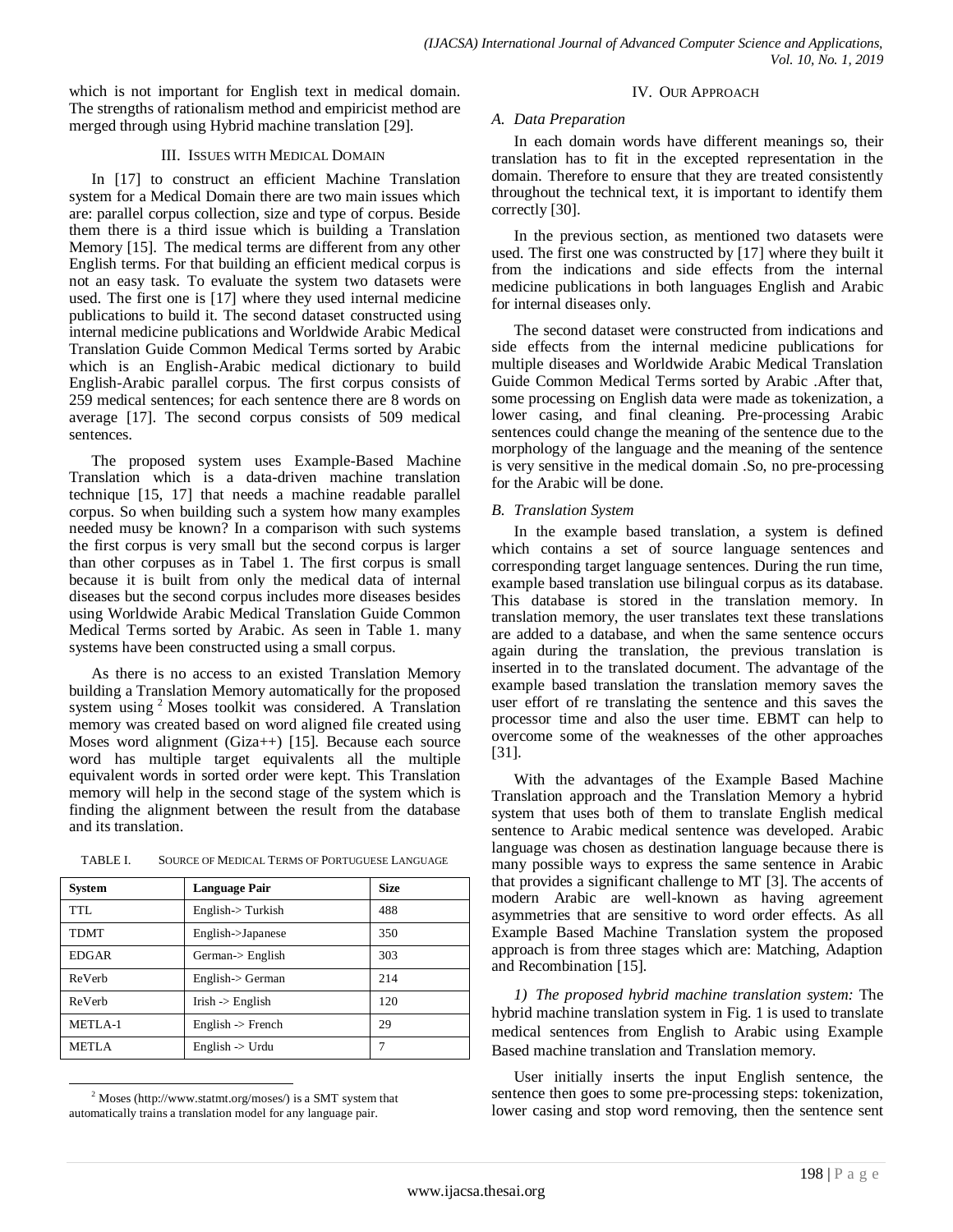which is not important for English text in medical domain. The strengths of rationalism method and empiricist method are merged through using Hybrid machine translation [29].

## III. Issues with Medical Domain

In [17] to construct an efficient Machine Translation system for a Medical Domain there are two main issues which are: parallel corpus collection, size and type of corpus. Beside them there is a third issue which is building a Translation Memory [15]. The medical terms are different from any other English terms. For that building an efficient medical corpus is not an easy task. To evaluate the system two datasets were used. The first one is [17] where they used internal medicine publications to build it. The second dataset constructed using internal medicine publications and Worldwide Arabic Medical Translation Guide Common Medical Terms sorted by Arabic which is an English-Arabic medical dictionary to build English-Arabic parallel corpus. The first corpus consists of 259 medical sentences; for each sentence there are 8 words on average [17]. The second corpus consists of 509 medical sentences.

The proposed system uses Example-Based Machine Translation which is a data-driven machine translation technique [15, 17] that needs a machine readable parallel corpus. So when building such a system how many examples needed musy be known? In a comparison with such systems the first corpus is very small but the second corpus is larger than other corpuses as in Tabel 1. The first corpus is small because it is built from only the medical data of internal diseases but the second corpus includes more diseases besides using Worldwide Arabic Medical Translation Guide Common Medical Terms sorted by Arabic. As seen in Table 1. many systems have been constructed using a small corpus.

As there is no access to an existed Translation Memory building a Translation Memory automatically for the proposed system using [2] Moses toolkit was considered. A Translation memory was created based on word aligned file created using Moses word alignment (Giza++) [15]. Because each source word has multiple target equivalents all the multiple equivalent words in sorted order were kept. This Translation memory will help in the second stage of the system which is finding the alignment between the result from the database and its translation.

TABLE I. Source of Medical Terms of Portuguese Language

| System | Language Pair | Size |
|---|---|---|
| TTL | English-> Turkish | 488 |
| TDMT | English->Japanese | 350 |
| EDGAR | German-> English | 303 |
| ReVerb | English-> German | 214 |
| ReVerb | Irish -> English | 120 |
| METLA-1 | English -> French | 29 |
| METLA | English -> Urdu | 7 |

[2] Moses (http://www.statmt.org/moses/) is a SMT system that automatically trains a translation model for any language pair.

## IV. Our Approach

### A. Data Preparation

In each domain words have different meanings so, their translation has to fit in the excepted representation in the domain. Therefore to ensure that they are treated consistently throughout the technical text, it is important to identify them correctly [30].

In the previous section, as mentioned two datasets were used. The first one was constructed by [17] where they built it from the indications and side effects from the internal medicine publications in both languages English and Arabic for internal diseases only.

The second dataset were constructed from indications and side effects from the internal medicine publications for multiple diseases and Worldwide Arabic Medical Translation Guide Common Medical Terms sorted by Arabic .After that, some processing on English data were made as tokenization, a lower casing, and final cleaning. Pre-processing Arabic sentences could change the meaning of the sentence due to the morphology of the language and the meaning of the sentence is very sensitive in the medical domain .So, no pre-processing for the Arabic will be done.

### B. Translation System

In the example based translation, a system is defined which contains a set of source language sentences and corresponding target language sentences. During the run time, example based translation use bilingual corpus as its database. This database is stored in the translation memory. In translation memory, the user translates text these translations are added to a database, and when the same sentence occurs again during the translation, the previous translation is inserted in to the translated document. The advantage of the example based translation the translation memory saves the user effort of re translating the sentence and this saves the processor time and also the user time. EBMT can help to overcome some of the weaknesses of the other approaches [31].

With the advantages of the Example Based Machine Translation approach and the Translation Memory a hybrid system that uses both of them to translate English medical sentence to Arabic medical sentence was developed. Arabic language was chosen as destination language because there is many possible ways to express the same sentence in Arabic that provides a significant challenge to MT [3]. The accents of modern Arabic are well-known as having agreement asymmetries that are sensitive to word order effects. As all Example Based Machine Translation system the proposed approach is from three stages which are: Matching, Adaption and Recombination [15].

*1) The proposed hybrid machine translation system:* The hybrid machine translation system in Fig. 1 is used to translate medical sentences from English to Arabic using Example Based machine translation and Translation memory.

User initially inserts the input English sentence, the sentence then goes to some pre-processing steps: tokenization, lower casing and stop word removing, then the sentence sent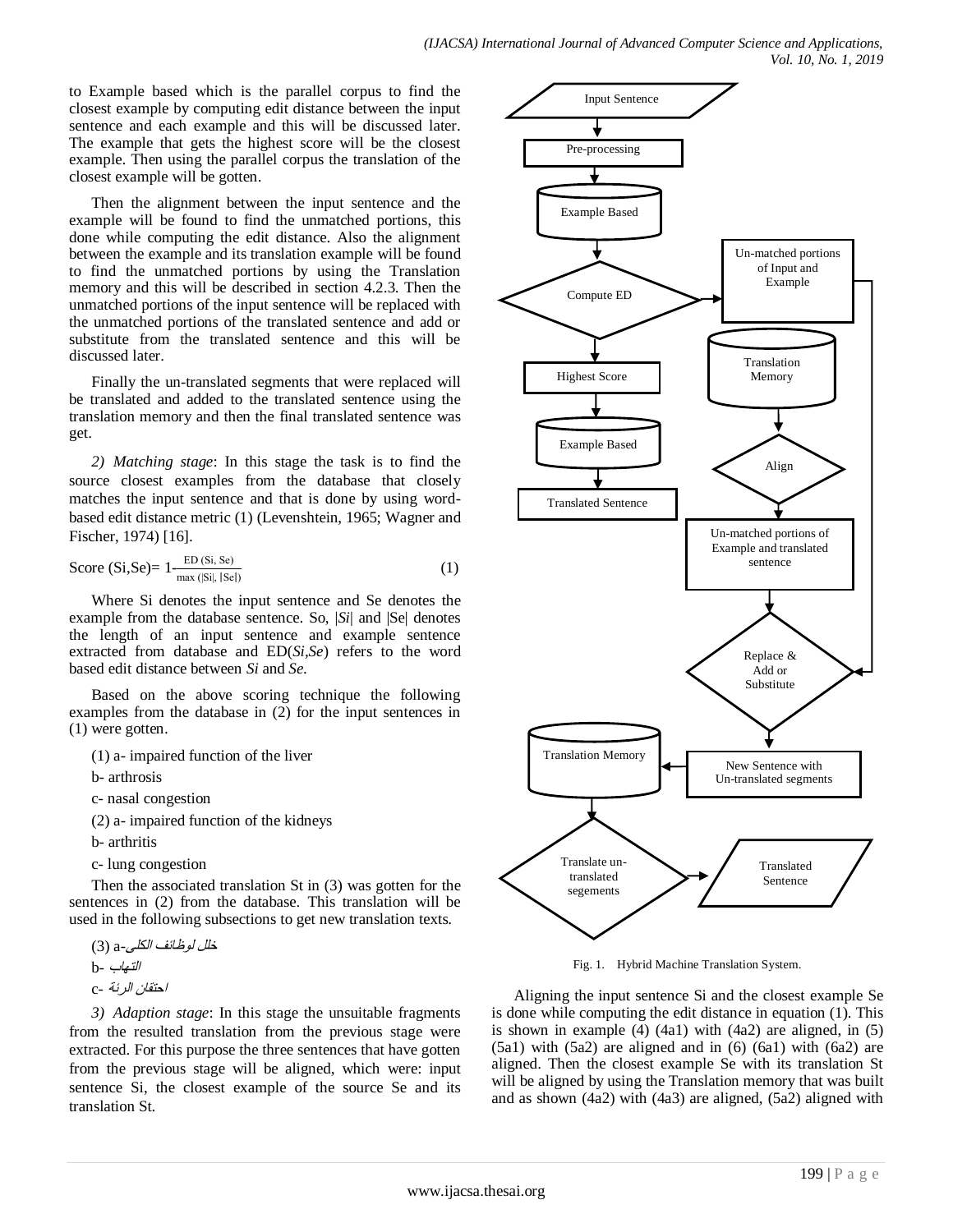to Example based which is the parallel corpus to find the closest example by computing edit distance between the input sentence and each example and this will be discussed later. The example that gets the highest score will be the closest example. Then using the parallel corpus the translation of the closest example will be gotten.

Then the alignment between the input sentence and the example will be found to find the unmatched portions, this done while computing the edit distance. Also the alignment between the example and its translation example will be found to find the unmatched portions by using the Translation memory and this will be described in section 4.2.3. Then the unmatched portions of the input sentence will be replaced with the unmatched portions of the translated sentence and add or substitute from the translated sentence and this will be discussed later.

Finally the un-translated segments that were replaced will be translated and added to the translated sentence using the translation memory and then the final translated sentence was get.

*2) Matching stage*: In this stage the task is to find the source closest examples from the database that closely matches the input sentence and that is done by using word-based edit distance metric (1) (Levenshtein, 1965; Wagner and Fischer, 1974) [16].

$$\text{Score}(Si,Se) = 1 - \frac{ED(Si,Se)}{\max(|Si|,|Se|)} \tag{1}$$

Where Si denotes the input sentence and Se denotes the example from the database sentence. So, $|Si|$ and $|Se|$ denotes the length of an input sentence and example sentence extracted from database and $ED(Si,Se)$ refers to the word based edit distance between *Si* and *Se*.

Based on the above scoring technique the following examples from the database in (2) for the input sentences in (1) were gotten.

(1) a- impaired function of the liver

b- arthrosis

c- nasal congestion

(2) a- impaired function of the kidneys

b- arthritis

c- lung congestion

Then the associated translation St in (3) was gotten for the sentences in (2) from the database. This translation will be used in the following subsections to get new translation texts.

(3) a- خلل لوظائف الكلى

b- التهاب

c- احتقان الرئة

*3) Adaption stage*: In this stage the unsuitable fragments from the resulted translation from the previous stage were extracted. For this purpose the three sentences that have gotten from the previous stage will be aligned, which were: input sentence Si, the closest example of the source Se and its translation St.

Input Sentence → Pre-processing → Example Based → Compute ED → Highest Score → Example Based → Translated Sentence

Compute ED → Un-matched portions of Input and Example → Replace & Add or Substitute

Translation Memory → Align → Un-matched portions of Example and translated sentence → Replace & Add or Substitute → New Sentence with Un-translated segments → Translation Memory → Translate un-translated segements → Translated Sentence

Fig. 1. Hybrid Machine Translation System.

Aligning the input sentence Si and the closest example Se is done while computing the edit distance in equation (1). This is shown in example (4) (4a1) with (4a2) are aligned, in (5) (5a1) with (5a2) are aligned and in (6) (6a1) with (6a2) are aligned. Then the closest example Se with its translation St will be aligned by using the Translation memory that was built and as shown (4a2) with (4a3) are aligned, (5a2) aligned with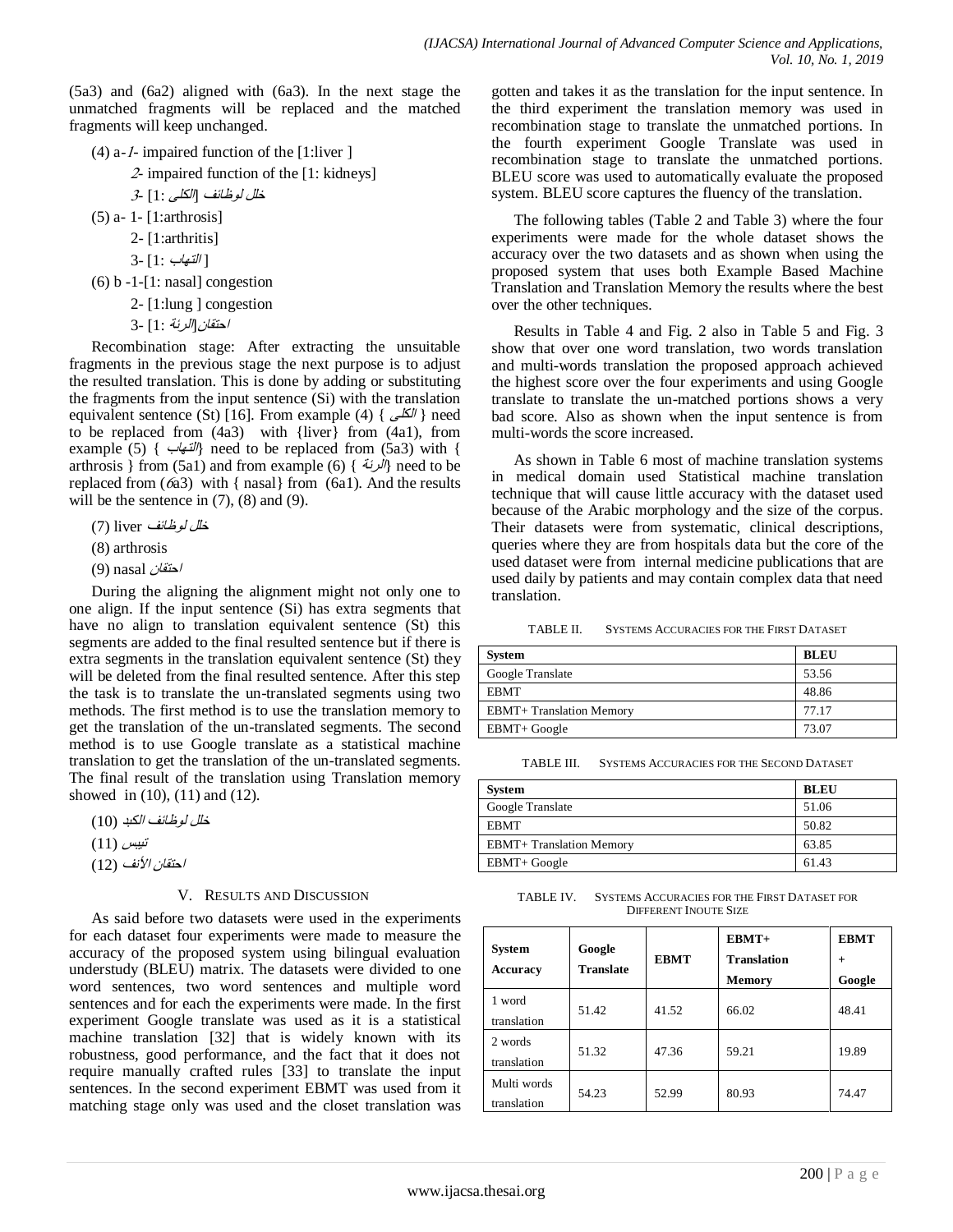(5a3) and (6a2) aligned with (6a3). In the next stage the unmatched fragments will be replaced and the matched fragments will keep unchanged.

(4) a-*1*- impaired function of the [1:liver ]

*2*- impaired function of the [1: kidneys]

*3*- [1: *الكلى*] *خلل لوظائف*

(5) a- 1- [1:arthrosis]

2- [1:arthritis]

3- [1: *التهاب* ]

(6) b -1-[1: nasal] congestion

2- [1:lung ] congestion

3- [1: *الرئة*]*احتقان*

Recombination stage: After extracting the unsuitable fragments in the previous stage the next purpose is to adjust the resulted translation. This is done by adding or substituting the fragments from the input sentence (Si) with the translation equivalent sentence (St) [16]. From example (4) { *الكلى* } need to be replaced from (4a3) with {liver} from (4a1), from example (5) { *التهاب*} need to be replaced from (5a3) with { arthrosis } from (5a1) and from example (6) { *الرئة*} need to be replaced from (*6*a3) with { nasal} from (6a1). And the results will be the sentence in (7), (8) and (9).

(7) liver *خلل لوظائف*

(8) arthrosis

(9) nasal *احتقان*

During the aligning the alignment might not only one to one align. If the input sentence (Si) has extra segments that have no align to translation equivalent sentence (St) this segments are added to the final resulted sentence but if there is extra segments in the translation equivalent sentence (St) they will be deleted from the final resulted sentence. After this step the task is to translate the un-translated segments using two methods. The first method is to use the translation memory to get the translation of the un-translated segments. The second method is to use Google translate as a statistical machine translation to get the translation of the un-translated segments. The final result of the translation using Translation memory showed in (10), (11) and (12).

(10) *خلل لوظائف الكبد*

(11) *تيبس*

(12) *احتقان الأنف*

## V. Results and Discussion

As said before two datasets were used in the experiments for each dataset four experiments were made to measure the accuracy of the proposed system using bilingual evaluation understudy (BLEU) matrix. The datasets were divided to one word sentences, two word sentences and multiple word sentences and for each the experiments were made. In the first experiment Google translate was used as it is a statistical machine translation [32] that is widely known with its robustness, good performance, and the fact that it does not require manually crafted rules [33] to translate the input sentences. In the second experiment EBMT was used from it matching stage only was used and the closet translation was gotten and takes it as the translation for the input sentence. In the third experiment the translation memory was used in recombination stage to translate the unmatched portions. In the fourth experiment Google Translate was used in recombination stage to translate the unmatched portions. BLEU score was used to automatically evaluate the proposed system. BLEU score captures the fluency of the translation.

The following tables (Table 2 and Table 3) where the four experiments were made for the whole dataset shows the accuracy over the two datasets and as shown when using the proposed system that uses both Example Based Machine Translation and Translation Memory the results where the best over the other techniques.

Results in Table 4 and Fig. 2 also in Table 5 and Fig. 3 show that over one word translation, two words translation and multi-words translation the proposed approach achieved the highest score over the four experiments and using Google translate to translate the un-matched portions shows a very bad score. Also as shown when the input sentence is from multi-words the score increased.

As shown in Table 6 most of machine translation systems in medical domain used Statistical machine translation technique that will cause little accuracy with the dataset used because of the Arabic morphology and the size of the corpus. Their datasets were from systematic, clinical descriptions, queries where they are from hospitals data but the core of the used dataset were from internal medicine publications that are used daily by patients and may contain complex data that need translation.

TABLE II. Systems Accuracies for the First Dataset

| System | BLEU |
|---|---|
| Google Translate | 53.56 |
| EBMT | 48.86 |
| EBMT+ Translation Memory | 77.17 |
| EBMT+ Google | 73.07 |

TABLE III. Systems Accuracies for the Second Dataset

| System | BLEU |
|---|---|
| Google Translate | 51.06 |
| EBMT | 50.82 |
| EBMT+ Translation Memory | 63.85 |
| EBMT+ Google | 61.43 |

TABLE IV. Systems Accuracies for the First Dataset for Different Inoute Size

| System Accuracy | Google Translate | EBMT | EBMT+ Translation Memory | EBMT + Google |
|---|---|---|---|---|
| 1 word translation | 51.42 | 41.52 | 66.02 | 48.41 |
| 2 words translation | 51.32 | 47.36 | 59.21 | 19.89 |
| Multi words translation | 54.23 | 52.99 | 80.93 | 74.47 |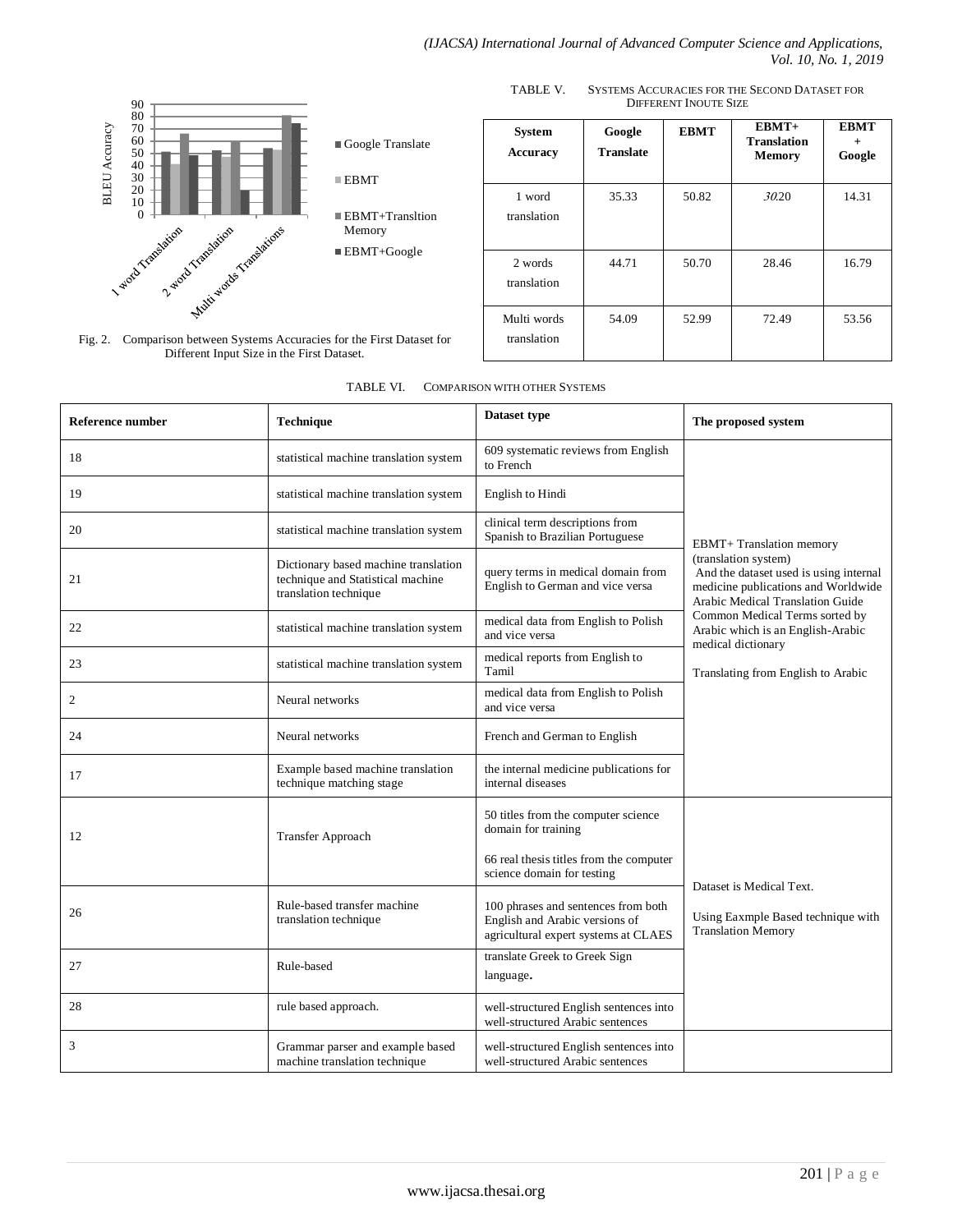Fig. 2. Comparison between Systems Accuracies for the First Dataset for Different Input Size in the First Dataset.

TABLE V. SYSTEMS ACCURACIES FOR THE SECOND DATASET FOR DIFFERENT INOUTE SIZE

| System Accuracy | Google Translate | EBMT | EBMT+ Translation Memory | EBMT + Google |
|---|---|---|---|---|
| 1 word translation | 35.33 | 50.82 | 30.20 | 14.31 |
| 2 words translation | 44.71 | 50.70 | 28.46 | 16.79 |
| Multi words translation | 54.09 | 52.99 | 72.49 | 53.56 |

TABLE VI. COMPARISON WITH OTHER SYSTEMS

| Reference number | Technique | Dataset type | The proposed system |
|---|---|---|---|
| 18 | statistical machine translation system | 609 systematic reviews from English to French | EBMT+ Translation memory (translation system) And the dataset used is using internal medicine publications and Worldwide Arabic Medical Translation Guide Common Medical Terms sorted by Arabic which is an English-Arabic medical dictionary<br><br>Translating from English to Arabic |
| 19 | statistical machine translation system | English to Hindi | |
| 20 | statistical machine translation system | clinical term descriptions from Spanish to Brazilian Portuguese | |
| 21 | Dictionary based machine translation technique and Statistical machine translation technique | query terms in medical domain from English to German and vice versa | |
| 22 | statistical machine translation system | medical data from English to Polish and vice versa | |
| 23 | statistical machine translation system | medical reports from English to Tamil | |
| 2 | Neural networks | medical data from English to Polish and vice versa | |
| 24 | Neural networks | French and German to English | |
| 17 | Example based machine translation technique matching stage | the internal medicine publications for internal diseases | |
| 12 | Transfer Approach | 50 titles from the computer science domain for training<br><br>66 real thesis titles from the computer science domain for testing | Dataset is Medical Text.<br><br>Using Eaxmple Based technique with Translation Memory |
| 26 | Rule-based transfer machine translation technique | 100 phrases and sentences from both English and Arabic versions of agricultural expert systems at CLAES | |
| 27 | Rule-based | translate Greek to Greek Sign language. | |
| 28 | rule based approach. | well-structured English sentences into well-structured Arabic sentences | |
| 3 | Grammar parser and example based machine translation technique | well-structured English sentences into well-structured Arabic sentences | |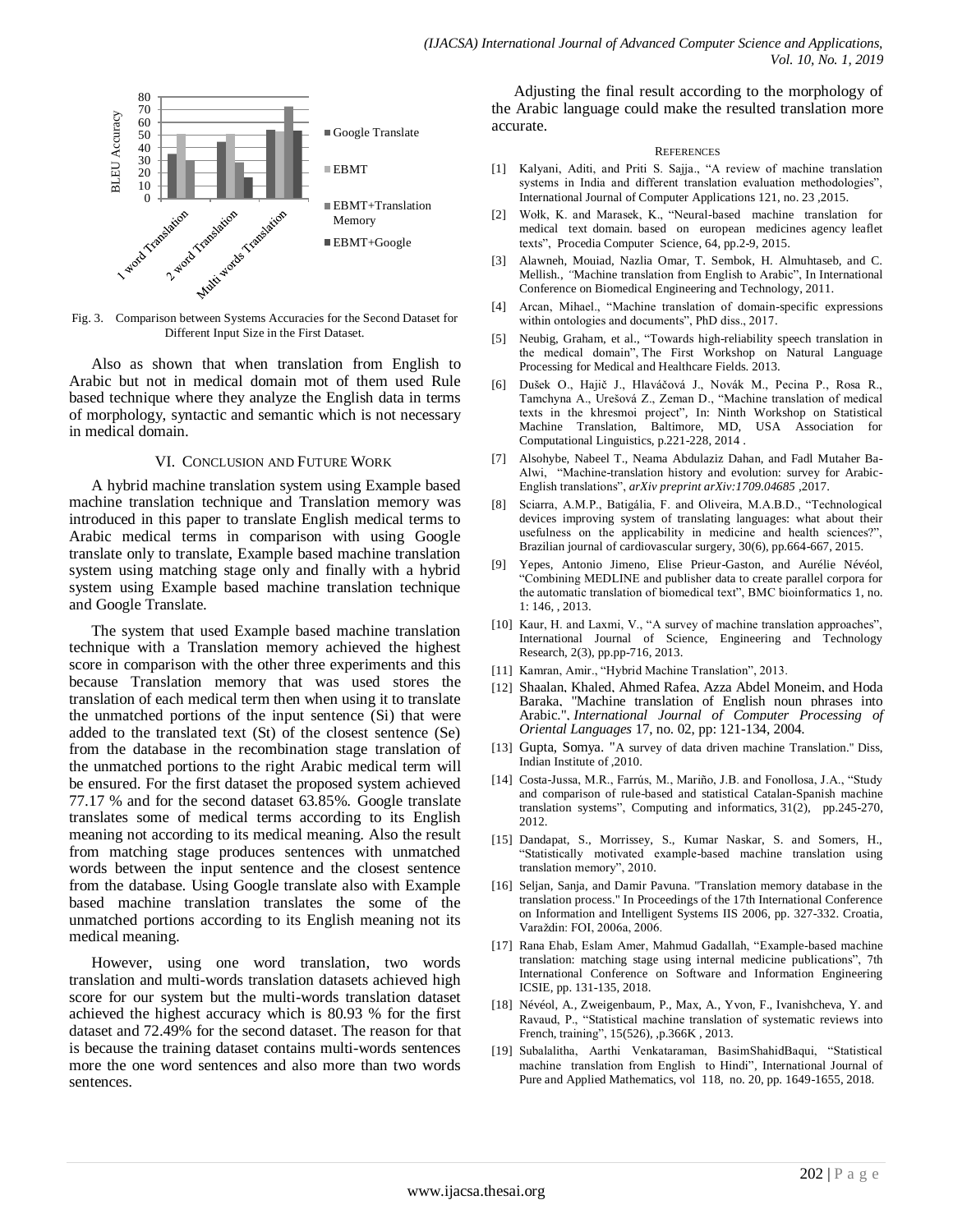Fig. 3. Comparison between Systems Accuracies for the Second Dataset for Different Input Size in the First Dataset.

Also as shown that when translation from English to Arabic but not in medical domain mot of them used Rule based technique where they analyze the English data in terms of morphology, syntactic and semantic which is not necessary in medical domain.

## VI. Conclusion and Future Work

A hybrid machine translation system using Example based machine translation technique and Translation memory was introduced in this paper to translate English medical terms to Arabic medical terms in comparison with using Google translate only to translate, Example based machine translation system using matching stage only and finally with a hybrid system using Example based machine translation technique and Google Translate.

The system that used Example based machine translation technique with a Translation memory achieved the highest score in comparison with the other three experiments and this because Translation memory that was used stores the translation of each medical term then when using it to translate the unmatched portions of the input sentence (Si) that were added to the translated text (St) of the closest sentence (Se) from the database in the recombination stage translation of the unmatched portions to the right Arabic medical term will be ensured. For the first dataset the proposed system achieved 77.17 % and for the second dataset 63.85%. Google translate translates some of medical terms according to its English meaning not according to its medical meaning. Also the result from matching stage produces sentences with unmatched words between the input sentence and the closest sentence from the database. Using Google translate also with Example based machine translation translates the some of the unmatched portions according to its English meaning not its medical meaning.

However, using one word translation, two words translation and multi-words translation datasets achieved high score for our system but the multi-words translation dataset achieved the highest accuracy which is 80.93 % for the first dataset and 72.49% for the second dataset. The reason for that is because the training dataset contains multi-words sentences more the one word sentences and also more than two words sentences.

Adjusting the final result according to the morphology of the Arabic language could make the resulted translation more accurate.

## References

[1] Kalyani, Aditi, and Priti S. Sajja., "A review of machine translation systems in India and different translation evaluation methodologies", International Journal of Computer Applications 121, no. 23 ,2015.

[2] Wołk, K. and Marasek, K., "Neural-based machine translation for medical text domain. based on european medicines agency leaflet texts", Procedia Computer Science, 64, pp.2-9, 2015.

[3] Alawneh, Mouiad, Nazlia Omar, T. Sembok, H. Almuhtaseb, and C. Mellish., "Machine translation from English to Arabic", In International Conference on Biomedical Engineering and Technology, 2011.

[4] Arcan, Mihael., "Machine translation of domain-specific expressions within ontologies and documents", PhD diss., 2017.

[5] Neubig, Graham, et al., "Towards high-reliability speech translation in the medical domain", The First Workshop on Natural Language Processing for Medical and Healthcare Fields. 2013.

[6] Dušek O., Hajič J., Hlaváčová J., Novák M., Pecina P., Rosa R., Tamchyna A., Urešová Z., Zeman D., "Machine translation of medical texts in the khresmoi project", In: Ninth Workshop on Statistical Machine Translation, Baltimore, MD, USA Association for Computational Linguistics, p.221-228, 2014 .

[7] Alsohybe, Nabeel T., Neama Abdulaziz Dahan, and Fadl Mutaher Ba-Alwi, "Machine-translation history and evolution: survey for Arabic-English translations", *arXiv preprint arXiv:1709.04685* ,2017.

[8] Sciarra, A.M.P., Batigália, F. and Oliveira, M.A.B.D., "Technological devices improving system of translating languages: what about their usefulness on the applicability in medicine and health sciences?", Brazilian journal of cardiovascular surgery, 30(6), pp.664-667, 2015.

[9] Yepes, Antonio Jimeno, Elise Prieur-Gaston, and Aurélie Névéol, "Combining MEDLINE and publisher data to create parallel corpora for the automatic translation of biomedical text", BMC bioinformatics 1, no. 1: 146, , 2013.

[10] Kaur, H. and Laxmi, V., "A survey of machine translation approaches", International Journal of Science, Engineering and Technology Research, 2(3), pp.pp-716, 2013.

[11] Kamran, Amir., "Hybrid Machine Translation", 2013.

[12] Shaalan, Khaled, Ahmed Rafea, Azza Abdel Moneim, and Hoda Baraka, "Machine translation of English noun phrases into Arabic.", *International Journal of Computer Processing of Oriental Languages* 17, no. 02, pp: 121-134, 2004.

[13] Gupta, Somya. "A survey of data driven machine Translation." Diss, Indian Institute of ,2010.

[14] Costa-Jussa, M.R., Farrús, M., Mariño, J.B. and Fonollosa, J.A., "Study and comparison of rule-based and statistical Catalan-Spanish machine translation systems", Computing and informatics, 31(2), pp.245-270, 2012.

[15] Dandapat, S., Morrissey, S., Kumar Naskar, S. and Somers, H., "Statistically motivated example-based machine translation using translation memory", 2010.

[16] Seljan, Sanja, and Damir Pavuna. "Translation memory database in the translation process." In Proceedings of the 17th International Conference on Information and Intelligent Systems IIS 2006, pp. 327-332. Croatia, Varaždin: FOI, 2006a, 2006.

[17] Rana Ehab, Eslam Amer, Mahmud Gadallah, "Example-based machine translation: matching stage using internal medicine publications", 7th International Conference on Software and Information Engineering ICSIE, pp. 131-135, 2018.

[18] Névéol, A., Zweigenbaum, P., Max, A., Yvon, F., Ivanishcheva, Y. and Ravaud, P., "Statistical machine translation of systematic reviews into French, training", 15(526), ,p.366K , 2013.

[19] Subalalitha, Aarthi Venkataraman, BasimShahidBaqui, "Statistical machine translation from English to Hindi", International Journal of Pure and Applied Mathematics, vol 118, no. 20, pp. 1649-1655, 2018.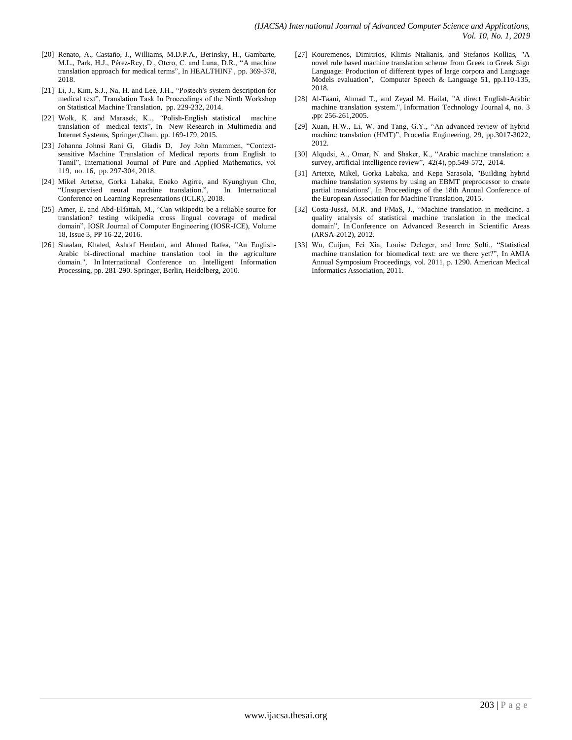[20] Renato, A., Castaño, J., Williams, M.D.P.A., Berinsky, H., Gambarte, M.L., Park, H.J., Pérez-Rey, D., Otero, C. and Luna, D.R., "A machine translation approach for medical terms", In HEALTHINF , pp. 369-378, 2018.

[21] Li, J., Kim, S.J., Na, H. and Lee, J.H., "Postech's system description for medical text", Translation Task In Proceedings of the Ninth Workshop on Statistical Machine Translation, pp. 229-232, 2014.

[22] Wołk, K. and Marasek, K.., "Polish-English statistical machine translation of medical texts", In New Research in Multimedia and Internet Systems, Springer,Cham, pp. 169-179, 2015.

[23] Johanna Johnsi Rani G, Gladis D, Joy John Mammen, "Context-sensitive Machine Translation of Medical reports from English to Tamil", International Journal of Pure and Applied Mathematics, vol 119, no. 16, pp. 297-304, 2018.

[24] Mikel Artetxe, Gorka Labaka, Eneko Agirre, and Kyunghyun Cho, "Unsupervised neural machine translation.", In International Conference on Learning Representations (ICLR), 2018.

[25] Amer, E. and Abd-Elfattah, M., "Can wikipedia be a reliable source for translation? testing wikipedia cross lingual coverage of medical domain", IOSR Journal of Computer Engineering (IOSR-JCE), Volume 18, Issue 3, PP 16-22, 2016.

[26] Shaalan, Khaled, Ashraf Hendam, and Ahmed Rafea, "An English-Arabic bi-directional machine translation tool in the agriculture domain.", In International Conference on Intelligent Information Processing, pp. 281-290. Springer, Berlin, Heidelberg, 2010.

[27] Kouremenos, Dimitrios, Klimis Ntalianis, and Stefanos Kollias, "A novel rule based machine translation scheme from Greek to Greek Sign Language: Production of different types of large corpora and Language Models evaluation", Computer Speech & Language 51, pp.110-135, 2018.

[28] Al-Taani, Ahmad T., and Zeyad M. Hailat, "A direct English-Arabic machine translation system.", Information Technology Journal 4, no. 3 ,pp: 256-261,2005.

[29] Xuan, H.W., Li, W. and Tang, G.Y., "An advanced review of hybrid machine translation (HMT)", Procedia Engineering, 29, pp.3017-3022, 2012.

[30] Alqudsi, A., Omar, N. and Shaker, K., "Arabic machine translation: a survey, artificial intelligence review", 42(4), pp.549-572, 2014.

[31] Artetxe, Mikel, Gorka Labaka, and Kepa Sarasola, "Building hybrid machine translation systems by using an EBMT preprocessor to create partial translations", In Proceedings of the 18th Annual Conference of the European Association for Machine Translation, 2015.

[32] Costa-Jussà, M.R. and FMaS, J., "Machine translation in medicine. a quality analysis of statistical machine translation in the medical domain", In Conference on Advanced Research in Scientific Areas (ARSA-2012), 2012.

[33] Wu, Cuijun, Fei Xia, Louise Deleger, and Imre Solti., "Statistical machine translation for biomedical text: are we there yet?", In AMIA Annual Symposium Proceedings, vol. 2011, p. 1290. American Medical Informatics Association, 2011.